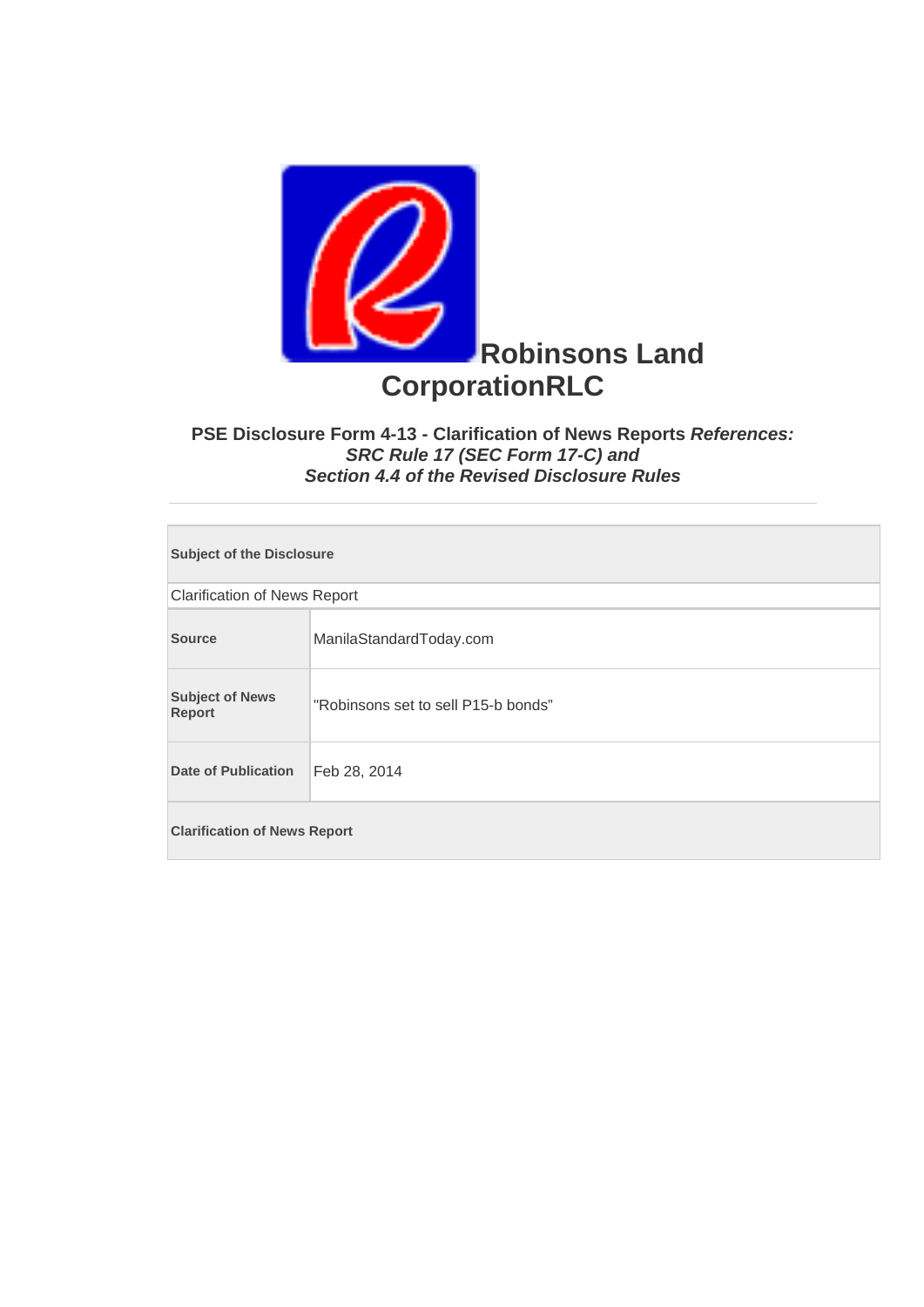# Robinsons Land CorporationRLC

### PSE Disclosure Form 4-13 - Clarification of News Reports *References: SRC Rule 17 (SEC Form 17-C) and Section 4.4 of the Revised Disclosure Rules*

---

| **Subject of the Disclosure** | |
|---|---|
| Clarification of News Report | |
| **Source** | ManilaStandardToday.com |
| **Subject of News Report** | "Robinsons set to sell P15-b bonds” |
| **Date of Publication** | Feb 28, 2014 |
| **Clarification of News Report** | |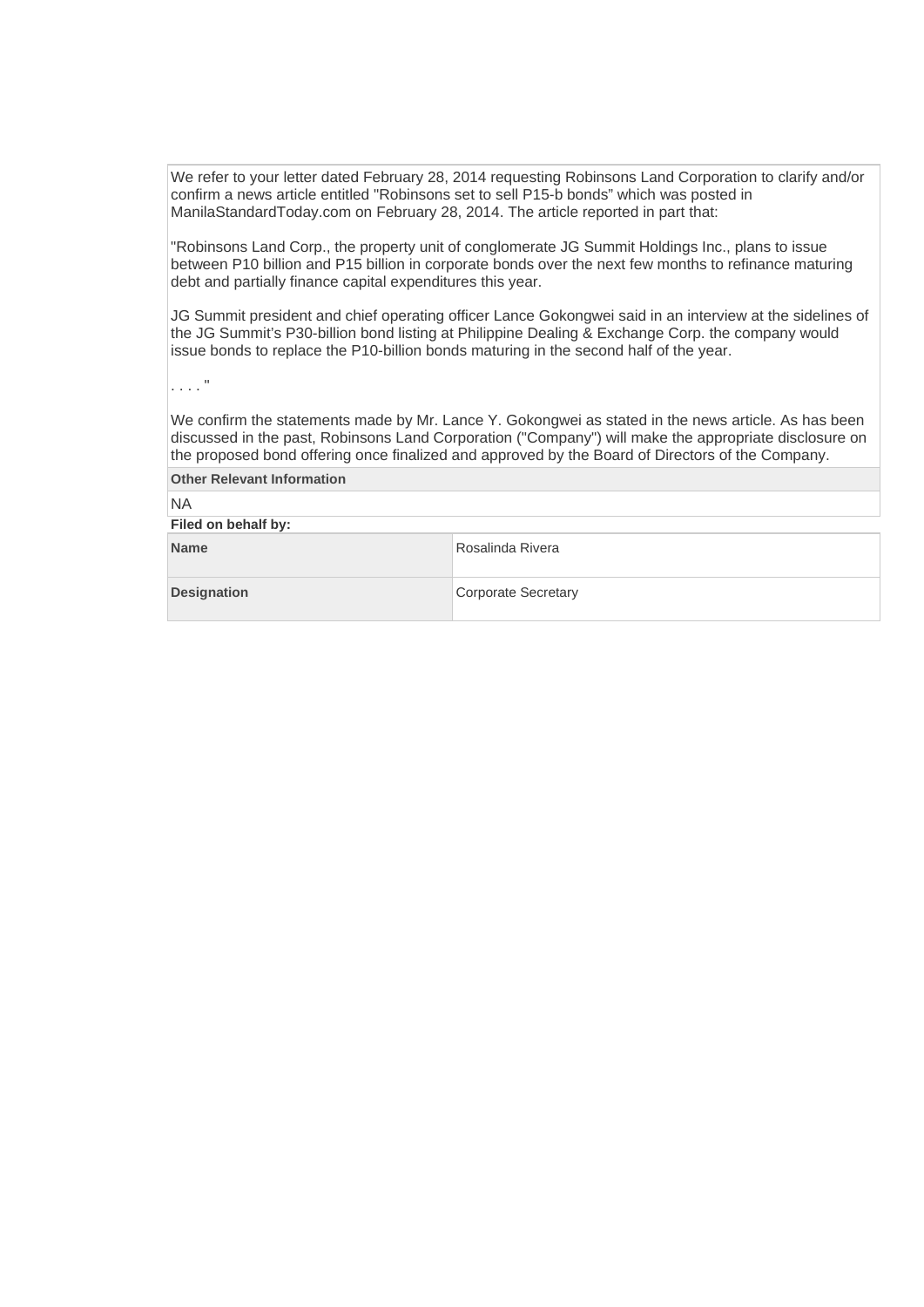We refer to your letter dated February 28, 2014 requesting Robinsons Land Corporation to clarify and/or confirm a news article entitled "Robinsons set to sell P15-b bonds" which was posted in ManilaStandardToday.com on February 28, 2014. The article reported in part that:

"Robinsons Land Corp., the property unit of conglomerate JG Summit Holdings Inc., plans to issue between P10 billion and P15 billion in corporate bonds over the next few months to refinance maturing debt and partially finance capital expenditures this year.

JG Summit president and chief operating officer Lance Gokongwei said in an interview at the sidelines of the JG Summit's P30-billion bond listing at Philippine Dealing & Exchange Corp. the company would issue bonds to replace the P10-billion bonds maturing in the second half of the year.

. . . . "

We confirm the statements made by Mr. Lance Y. Gokongwei as stated in the news article. As has been discussed in the past, Robinsons Land Corporation ("Company") will make the appropriate disclosure on the proposed bond offering once finalized and approved by the Board of Directors of the Company.

**Other Relevant Information**

NA

**Filed on behalf by:**

| | |
|---|---|
| **Name** | Rosalinda Rivera |
| **Designation** | Corporate Secretary |